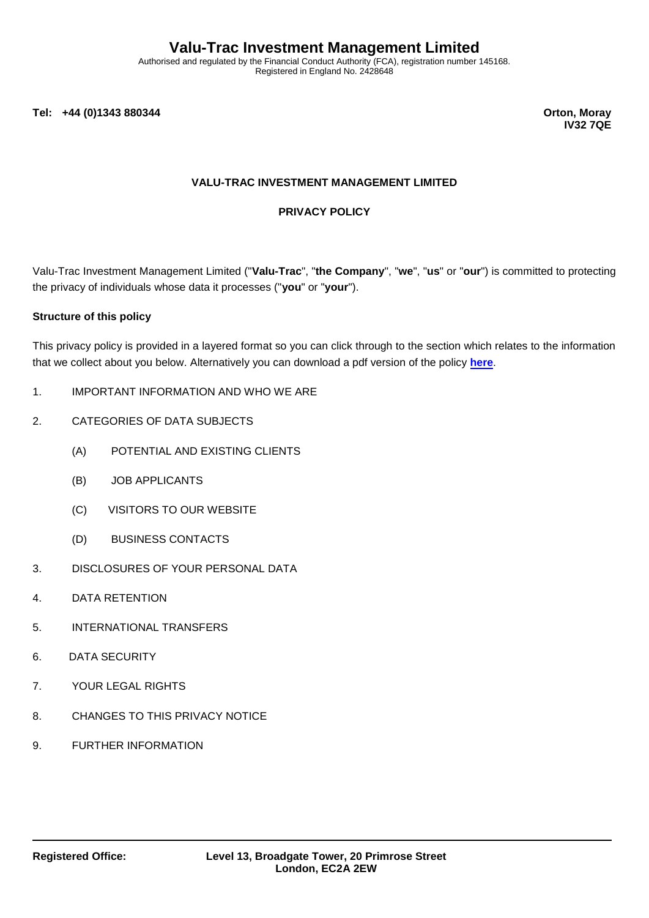# Valu-Trac Investment Management Limited

Authorised and regulated by the Financial Conduct Authority (FCA), registration number 145168.
Registered in England No. 2428648

**Tel: +44 (0)1343 880344**

**Orton, Moray**
**IV32 7QE**

## VALU-TRAC INVESTMENT MANAGEMENT LIMITED

## PRIVACY POLICY

Valu-Trac Investment Management Limited ("**Valu-Trac**", "**the Company**", "**we**", "**us**" or "**our**") is committed to protecting the privacy of individuals whose data it processes ("**you**" or "**your**").

**Structure of this policy**

This privacy policy is provided in a layered format so you can click through to the section which relates to the information that we collect about you below. Alternatively you can download a pdf version of the policy **here**.

1. IMPORTANT INFORMATION AND WHO WE ARE
2. CATEGORIES OF DATA SUBJECTS
   - (A) POTENTIAL AND EXISTING CLIENTS
   - (B) JOB APPLICANTS
   - (C) VISITORS TO OUR WEBSITE
   - (D) BUSINESS CONTACTS
3. DISCLOSURES OF YOUR PERSONAL DATA
4. DATA RETENTION
5. INTERNATIONAL TRANSFERS
6. DATA SECURITY
7. YOUR LEGAL RIGHTS
8. CHANGES TO THIS PRIVACY NOTICE
9. FURTHER INFORMATION

---

**Registered Office:** **Level 13, Broadgate Tower, 20 Primrose Street London, EC2A 2EW**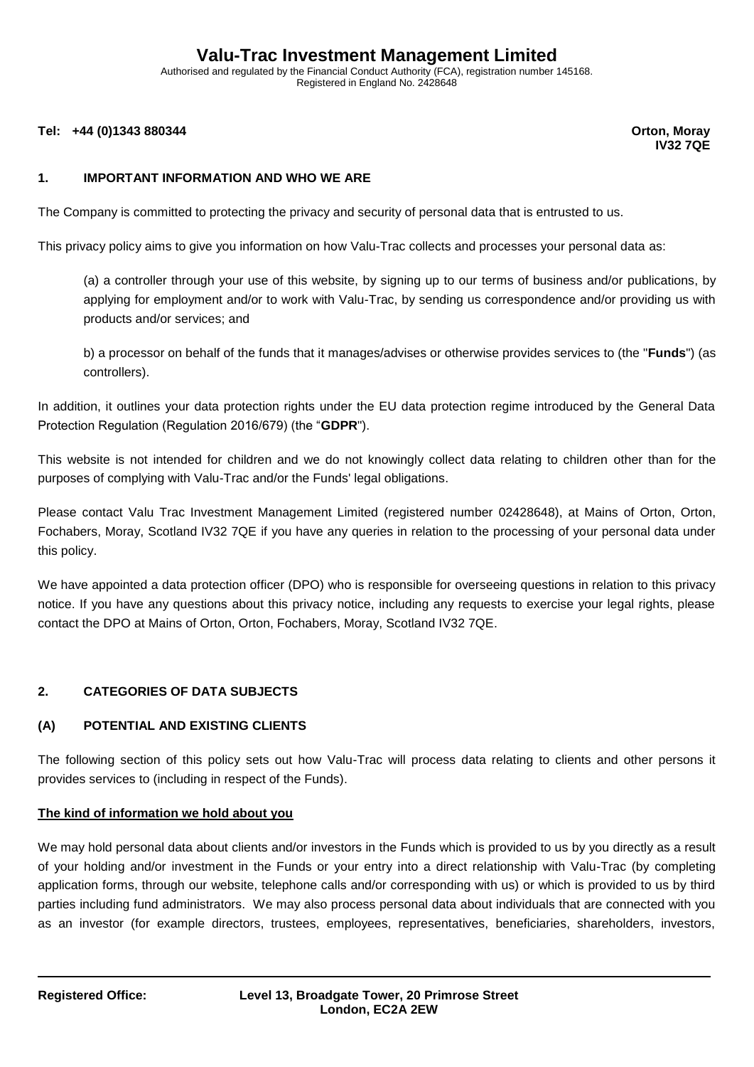# Valu-Trac Investment Management Limited

Authorised and regulated by the Financial Conduct Authority (FCA), registration number 145168.
Registered in England No. 2428648

**Tel: +44 (0)1343 880344** **Orton, Moray IV32 7QE**

## 1. IMPORTANT INFORMATION AND WHO WE ARE

The Company is committed to protecting the privacy and security of personal data that is entrusted to us.

This privacy policy aims to give you information on how Valu-Trac collects and processes your personal data as:

(a) a controller through your use of this website, by signing up to our terms of business and/or publications, by applying for employment and/or to work with Valu-Trac, by sending us correspondence and/or providing us with products and/or services; and

b) a processor on behalf of the funds that it manages/advises or otherwise provides services to (the "**Funds**") (as controllers).

In addition, it outlines your data protection rights under the EU data protection regime introduced by the General Data Protection Regulation (Regulation 2016/679) (the "**GDPR**").

This website is not intended for children and we do not knowingly collect data relating to children other than for the purposes of complying with Valu-Trac and/or the Funds' legal obligations.

Please contact Valu Trac Investment Management Limited (registered number 02428648), at Mains of Orton, Orton, Fochabers, Moray, Scotland IV32 7QE if you have any queries in relation to the processing of your personal data under this policy.

We have appointed a data protection officer (DPO) who is responsible for overseeing questions in relation to this privacy notice. If you have any questions about this privacy notice, including any requests to exercise your legal rights, please contact the DPO at Mains of Orton, Orton, Fochabers, Moray, Scotland IV32 7QE.

## 2. CATEGORIES OF DATA SUBJECTS

### (A) POTENTIAL AND EXISTING CLIENTS

The following section of this policy sets out how Valu-Trac will process data relating to clients and other persons it provides services to (including in respect of the Funds).

**The kind of information we hold about you**

We may hold personal data about clients and/or investors in the Funds which is provided to us by you directly as a result of your holding and/or investment in the Funds or your entry into a direct relationship with Valu-Trac (by completing application forms, through our website, telephone calls and/or corresponding with us) or which is provided to us by third parties including fund administrators. We may also process personal data about individuals that are connected with you as an investor (for example directors, trustees, employees, representatives, beneficiaries, shareholders, investors,

**Registered Office:** **Level 13, Broadgate Tower, 20 Primrose Street London, EC2A 2EW**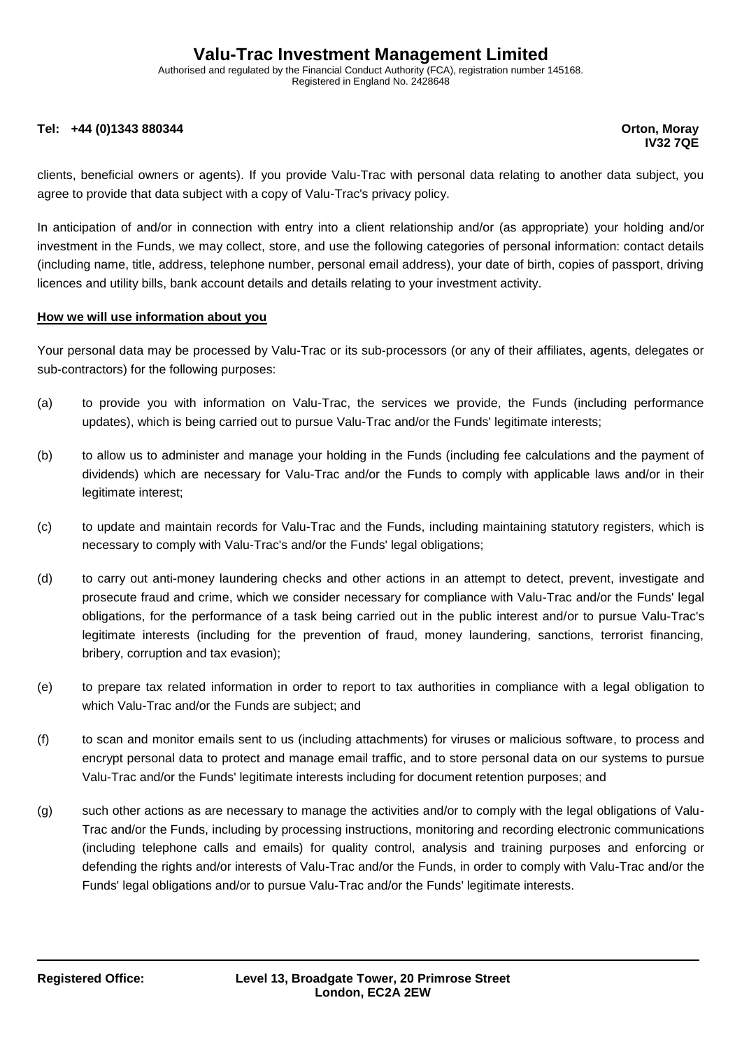clients, beneficial owners or agents). If you provide Valu-Trac with personal data relating to another data subject, you agree to provide that data subject with a copy of Valu-Trac's privacy policy.

In anticipation of and/or in connection with entry into a client relationship and/or (as appropriate) your holding and/or investment in the Funds, we may collect, store, and use the following categories of personal information: contact details (including name, title, address, telephone number, personal email address), your date of birth, copies of passport, driving licences and utility bills, bank account details and details relating to your investment activity.

**How we will use information about you**

Your personal data may be processed by Valu-Trac or its sub-processors (or any of their affiliates, agents, delegates or sub-contractors) for the following purposes:

(a) to provide you with information on Valu-Trac, the services we provide, the Funds (including performance updates), which is being carried out to pursue Valu-Trac and/or the Funds' legitimate interests;

(b) to allow us to administer and manage your holding in the Funds (including fee calculations and the payment of dividends) which are necessary for Valu-Trac and/or the Funds to comply with applicable laws and/or in their legitimate interest;

(c) to update and maintain records for Valu-Trac and the Funds, including maintaining statutory registers, which is necessary to comply with Valu-Trac's and/or the Funds' legal obligations;

(d) to carry out anti-money laundering checks and other actions in an attempt to detect, prevent, investigate and prosecute fraud and crime, which we consider necessary for compliance with Valu-Trac and/or the Funds' legal obligations, for the performance of a task being carried out in the public interest and/or to pursue Valu-Trac's legitimate interests (including for the prevention of fraud, money laundering, sanctions, terrorist financing, bribery, corruption and tax evasion);

(e) to prepare tax related information in order to report to tax authorities in compliance with a legal obligation to which Valu-Trac and/or the Funds are subject; and

(f) to scan and monitor emails sent to us (including attachments) for viruses or malicious software, to process and encrypt personal data to protect and manage email traffic, and to store personal data on our systems to pursue Valu-Trac and/or the Funds' legitimate interests including for document retention purposes; and

(g) such other actions as are necessary to manage the activities and/or to comply with the legal obligations of Valu-Trac and/or the Funds, including by processing instructions, monitoring and recording electronic communications (including telephone calls and emails) for quality control, analysis and training purposes and enforcing or defending the rights and/or interests of Valu-Trac and/or the Funds, in order to comply with Valu-Trac and/or the Funds' legal obligations and/or to pursue Valu-Trac and/or the Funds' legitimate interests.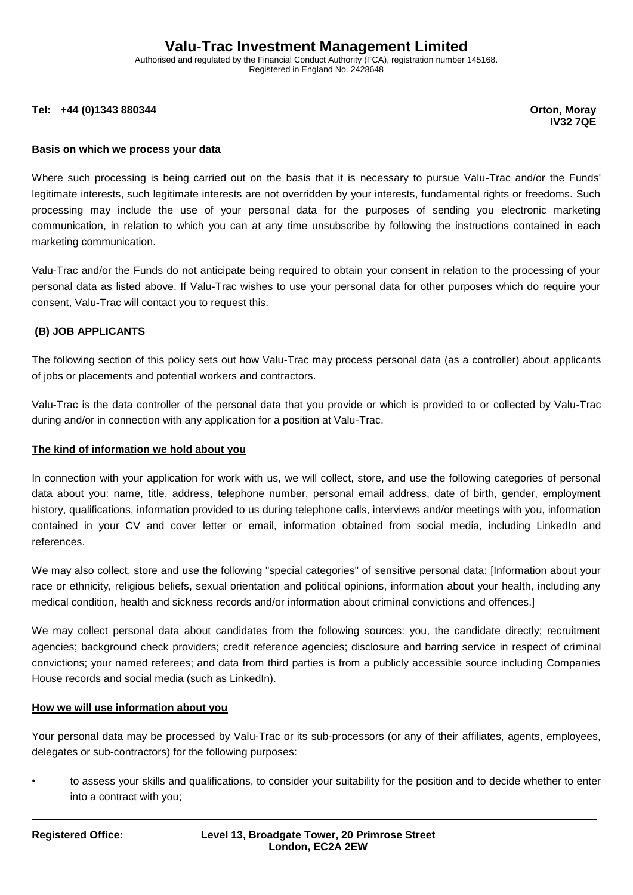**Basis on which we process your data**

Where such processing is being carried out on the basis that it is necessary to pursue Valu-Trac and/or the Funds' legitimate interests, such legitimate interests are not overridden by your interests, fundamental rights or freedoms. Such processing may include the use of your personal data for the purposes of sending you electronic marketing communication, in relation to which you can at any time unsubscribe by following the instructions contained in each marketing communication.

Valu-Trac and/or the Funds do not anticipate being required to obtain your consent in relation to the processing of your personal data as listed above. If Valu-Trac wishes to use your personal data for other purposes which do require your consent, Valu-Trac will contact you to request this.

**(B) JOB APPLICANTS**

The following section of this policy sets out how Valu-Trac may process personal data (as a controller) about applicants of jobs or placements and potential workers and contractors.

Valu-Trac is the data controller of the personal data that you provide or which is provided to or collected by Valu-Trac during and/or in connection with any application for a position at Valu-Trac.

**The kind of information we hold about you**

In connection with your application for work with us, we will collect, store, and use the following categories of personal data about you: name, title, address, telephone number, personal email address, date of birth, gender, employment history, qualifications, information provided to us during telephone calls, interviews and/or meetings with you, information contained in your CV and cover letter or email, information obtained from social media, including LinkedIn and references.

We may also collect, store and use the following "special categories" of sensitive personal data: [Information about your race or ethnicity, religious beliefs, sexual orientation and political opinions, information about your health, including any medical condition, health and sickness records and/or information about criminal convictions and offences.]

We may collect personal data about candidates from the following sources: you, the candidate directly; recruitment agencies; background check providers; credit reference agencies; disclosure and barring service in respect of criminal convictions; your named referees; and data from third parties is from a publicly accessible source including Companies House records and social media (such as LinkedIn).

**How we will use information about you**

Your personal data may be processed by Valu-Trac or its sub-processors (or any of their affiliates, agents, employees, delegates or sub-contractors) for the following purposes:

- to assess your skills and qualifications, to consider your suitability for the position and to decide whether to enter into a contract with you;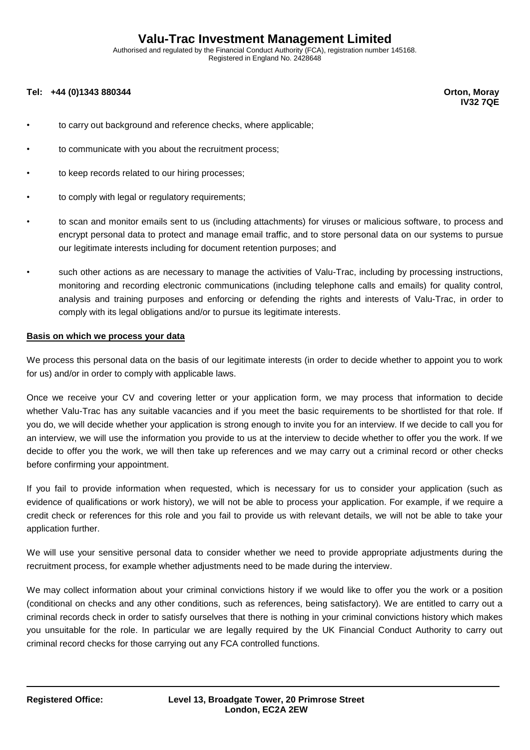- to carry out background and reference checks, where applicable;
- to communicate with you about the recruitment process;
- to keep records related to our hiring processes;
- to comply with legal or regulatory requirements;
- to scan and monitor emails sent to us (including attachments) for viruses or malicious software, to process and encrypt personal data to protect and manage email traffic, and to store personal data on our systems to pursue our legitimate interests including for document retention purposes; and
- such other actions as are necessary to manage the activities of Valu-Trac, including by processing instructions, monitoring and recording electronic communications (including telephone calls and emails) for quality control, analysis and training purposes and enforcing or defending the rights and interests of Valu-Trac, in order to comply with its legal obligations and/or to pursue its legitimate interests.

**Basis on which we process your data**

We process this personal data on the basis of our legitimate interests (in order to decide whether to appoint you to work for us) and/or in order to comply with applicable laws.

Once we receive your CV and covering letter or your application form, we may process that information to decide whether Valu-Trac has any suitable vacancies and if you meet the basic requirements to be shortlisted for that role. If you do, we will decide whether your application is strong enough to invite you for an interview. If we decide to call you for an interview, we will use the information you provide to us at the interview to decide whether to offer you the work. If we decide to offer you the work, we will then take up references and we may carry out a criminal record or other checks before confirming your appointment.

If you fail to provide information when requested, which is necessary for us to consider your application (such as evidence of qualifications or work history), we will not be able to process your application. For example, if we require a credit check or references for this role and you fail to provide us with relevant details, we will not be able to take your application further.

We will use your sensitive personal data to consider whether we need to provide appropriate adjustments during the recruitment process, for example whether adjustments need to be made during the interview.

We may collect information about your criminal convictions history if we would like to offer you the work or a position (conditional on checks and any other conditions, such as references, being satisfactory). We are entitled to carry out a criminal records check in order to satisfy ourselves that there is nothing in your criminal convictions history which makes you unsuitable for the role. In particular we are legally required by the UK Financial Conduct Authority to carry out criminal record checks for those carrying out any FCA controlled functions.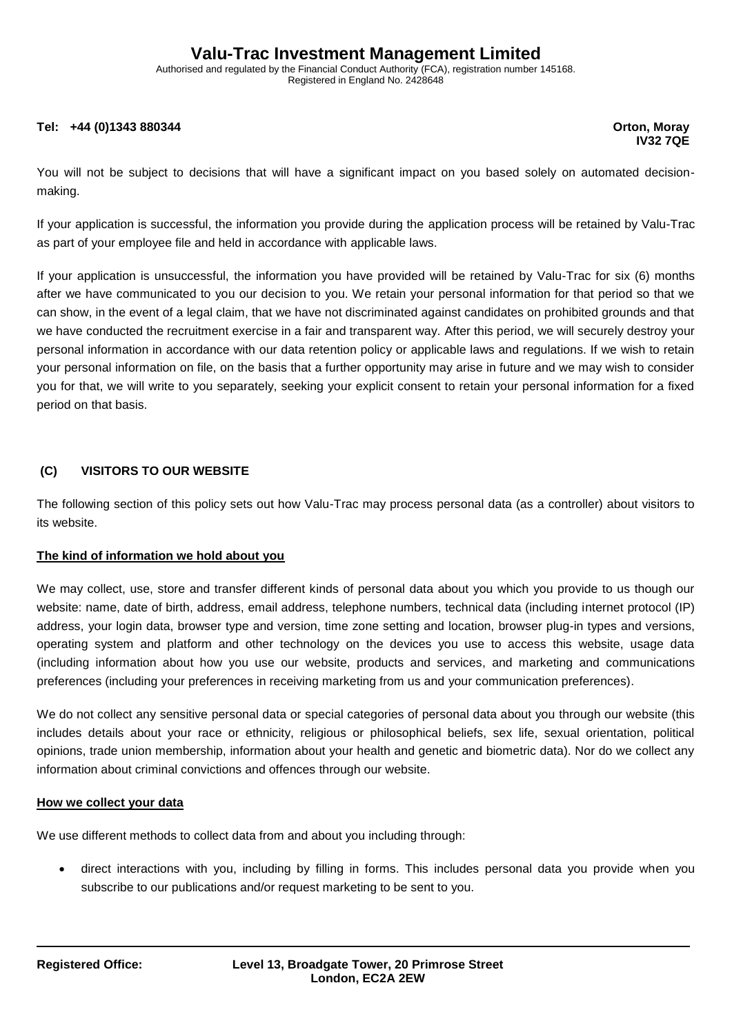You will not be subject to decisions that will have a significant impact on you based solely on automated decision-making.

If your application is successful, the information you provide during the application process will be retained by Valu-Trac as part of your employee file and held in accordance with applicable laws.

If your application is unsuccessful, the information you have provided will be retained by Valu-Trac for six (6) months after we have communicated to you our decision to you. We retain your personal information for that period so that we can show, in the event of a legal claim, that we have not discriminated against candidates on prohibited grounds and that we have conducted the recruitment exercise in a fair and transparent way. After this period, we will securely destroy your personal information in accordance with our data retention policy or applicable laws and regulations. If we wish to retain your personal information on file, on the basis that a further opportunity may arise in future and we may wish to consider you for that, we will write to you separately, seeking your explicit consent to retain your personal information for a fixed period on that basis.

## (C) VISITORS TO OUR WEBSITE

The following section of this policy sets out how Valu-Trac may process personal data (as a controller) about visitors to its website.

**The kind of information we hold about you**

We may collect, use, store and transfer different kinds of personal data about you which you provide to us though our website: name, date of birth, address, email address, telephone numbers, technical data (including internet protocol (IP) address, your login data, browser type and version, time zone setting and location, browser plug-in types and versions, operating system and platform and other technology on the devices you use to access this website, usage data (including information about how you use our website, products and services, and marketing and communications preferences (including your preferences in receiving marketing from us and your communication preferences).

We do not collect any sensitive personal data or special categories of personal data about you through our website (this includes details about your race or ethnicity, religious or philosophical beliefs, sex life, sexual orientation, political opinions, trade union membership, information about your health and genetic and biometric data). Nor do we collect any information about criminal convictions and offences through our website.

**How we collect your data**

We use different methods to collect data from and about you including through:

- direct interactions with you, including by filling in forms. This includes personal data you provide when you subscribe to our publications and/or request marketing to be sent to you.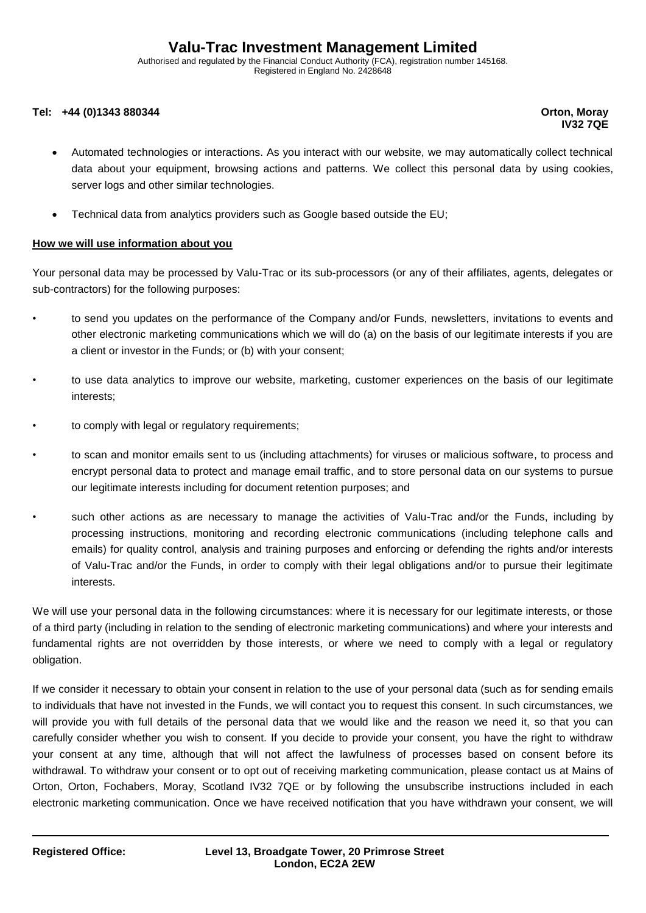- Automated technologies or interactions. As you interact with our website, we may automatically collect technical data about your equipment, browsing actions and patterns. We collect this personal data by using cookies, server logs and other similar technologies.
- Technical data from analytics providers such as Google based outside the EU;

**How we will use information about you**

Your personal data may be processed by Valu-Trac or its sub-processors (or any of their affiliates, agents, delegates or sub-contractors) for the following purposes:

- to send you updates on the performance of the Company and/or Funds, newsletters, invitations to events and other electronic marketing communications which we will do (a) on the basis of our legitimate interests if you are a client or investor in the Funds; or (b) with your consent;
- to use data analytics to improve our website, marketing, customer experiences on the basis of our legitimate interests;
- to comply with legal or regulatory requirements;
- to scan and monitor emails sent to us (including attachments) for viruses or malicious software, to process and encrypt personal data to protect and manage email traffic, and to store personal data on our systems to pursue our legitimate interests including for document retention purposes; and
- such other actions as are necessary to manage the activities of Valu-Trac and/or the Funds, including by processing instructions, monitoring and recording electronic communications (including telephone calls and emails) for quality control, analysis and training purposes and enforcing or defending the rights and/or interests of Valu-Trac and/or the Funds, in order to comply with their legal obligations and/or to pursue their legitimate interests.

We will use your personal data in the following circumstances: where it is necessary for our legitimate interests, or those of a third party (including in relation to the sending of electronic marketing communications) and where your interests and fundamental rights are not overridden by those interests, or where we need to comply with a legal or regulatory obligation.

If we consider it necessary to obtain your consent in relation to the use of your personal data (such as for sending emails to individuals that have not invested in the Funds, we will contact you to request this consent. In such circumstances, we will provide you with full details of the personal data that we would like and the reason we need it, so that you can carefully consider whether you wish to consent. If you decide to provide your consent, you have the right to withdraw your consent at any time, although that will not affect the lawfulness of processes based on consent before its withdrawal. To withdraw your consent or to opt out of receiving marketing communication, please contact us at Mains of Orton, Orton, Fochabers, Moray, Scotland IV32 7QE or by following the unsubscribe instructions included in each electronic marketing communication. Once we have received notification that you have withdrawn your consent, we will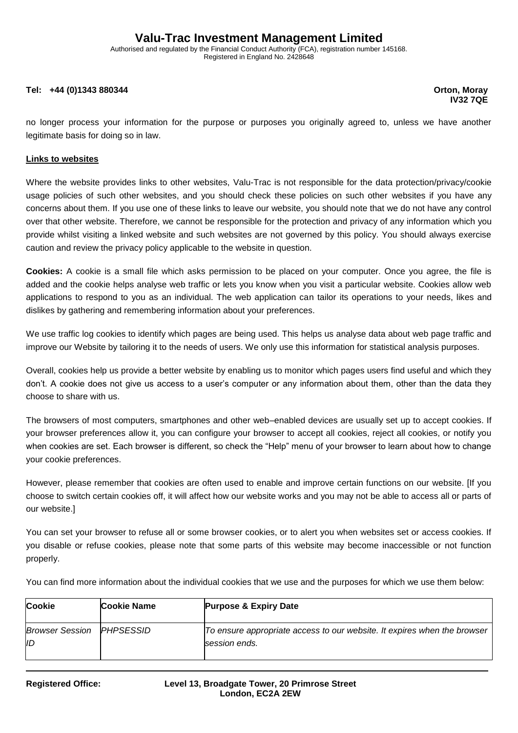no longer process your information for the purpose or purposes you originally agreed to, unless we have another legitimate basis for doing so in law.

**Links to websites**

Where the website provides links to other websites, Valu-Trac is not responsible for the data protection/privacy/cookie usage policies of such other websites, and you should check these policies on such other websites if you have any concerns about them. If you use one of these links to leave our website, you should note that we do not have any control over that other website. Therefore, we cannot be responsible for the protection and privacy of any information which you provide whilst visiting a linked website and such websites are not governed by this policy. You should always exercise caution and review the privacy policy applicable to the website in question.

**Cookies:** A cookie is a small file which asks permission to be placed on your computer. Once you agree, the file is added and the cookie helps analyse web traffic or lets you know when you visit a particular website. Cookies allow web applications to respond to you as an individual. The web application can tailor its operations to your needs, likes and dislikes by gathering and remembering information about your preferences.

We use traffic log cookies to identify which pages are being used. This helps us analyse data about web page traffic and improve our Website by tailoring it to the needs of users. We only use this information for statistical analysis purposes.

Overall, cookies help us provide a better website by enabling us to monitor which pages users find useful and which they don't. A cookie does not give us access to a user's computer or any information about them, other than the data they choose to share with us.

The browsers of most computers, smartphones and other web–enabled devices are usually set up to accept cookies. If your browser preferences allow it, you can configure your browser to accept all cookies, reject all cookies, or notify you when cookies are set. Each browser is different, so check the "Help" menu of your browser to learn about how to change your cookie preferences.

However, please remember that cookies are often used to enable and improve certain functions on our website. [If you choose to switch certain cookies off, it will affect how our website works and you may not be able to access all or parts of our website.]

You can set your browser to refuse all or some browser cookies, or to alert you when websites set or access cookies. If you disable or refuse cookies, please note that some parts of this website may become inaccessible or not function properly.

You can find more information about the individual cookies that we use and the purposes for which we use them below:

| **Cookie** | **Cookie Name** | **Purpose & Expiry Date** |
|---|---|---|
| *Browser Session ID* | *PHPSESSID* | *To ensure appropriate access to our website. It expires when the browser session ends.* |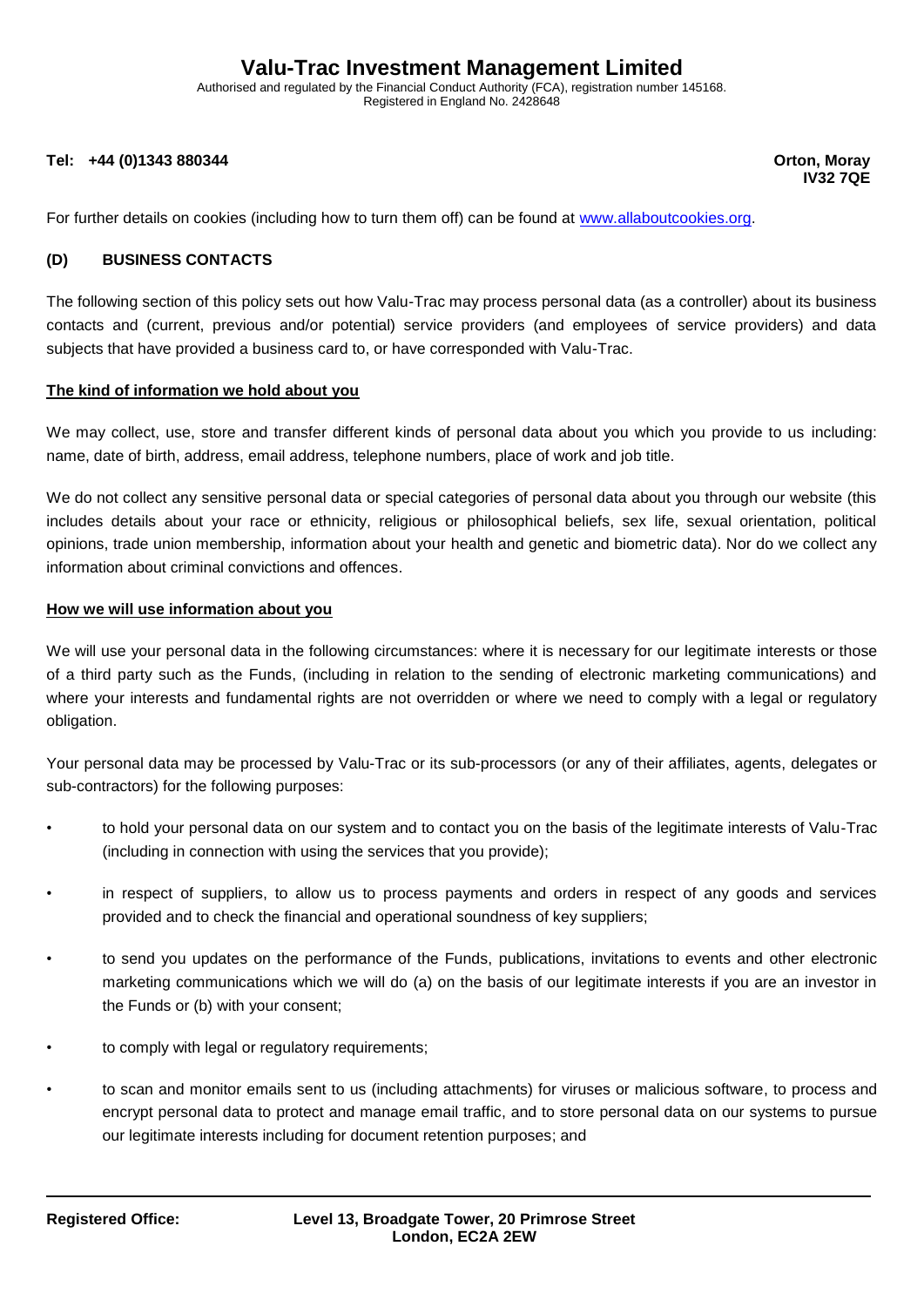For further details on cookies (including how to turn them off) can be found at [www.allaboutcookies.org](http://www.allaboutcookies.org).

## (D) BUSINESS CONTACTS

The following section of this policy sets out how Valu-Trac may process personal data (as a controller) about its business contacts and (current, previous and/or potential) service providers (and employees of service providers) and data subjects that have provided a business card to, or have corresponded with Valu-Trac.

### The kind of information we hold about you

We may collect, use, store and transfer different kinds of personal data about you which you provide to us including: name, date of birth, address, email address, telephone numbers, place of work and job title.

We do not collect any sensitive personal data or special categories of personal data about you through our website (this includes details about your race or ethnicity, religious or philosophical beliefs, sex life, sexual orientation, political opinions, trade union membership, information about your health and genetic and biometric data). Nor do we collect any information about criminal convictions and offences.

### How we will use information about you

We will use your personal data in the following circumstances: where it is necessary for our legitimate interests or those of a third party such as the Funds, (including in relation to the sending of electronic marketing communications) and where your interests and fundamental rights are not overridden or where we need to comply with a legal or regulatory obligation.

Your personal data may be processed by Valu-Trac or its sub-processors (or any of their affiliates, agents, delegates or sub-contractors) for the following purposes:

- to hold your personal data on our system and to contact you on the basis of the legitimate interests of Valu-Trac (including in connection with using the services that you provide);
- in respect of suppliers, to allow us to process payments and orders in respect of any goods and services provided and to check the financial and operational soundness of key suppliers;
- to send you updates on the performance of the Funds, publications, invitations to events and other electronic marketing communications which we will do (a) on the basis of our legitimate interests if you are an investor in the Funds or (b) with your consent;
- to comply with legal or regulatory requirements;
- to scan and monitor emails sent to us (including attachments) for viruses or malicious software, to process and encrypt personal data to protect and manage email traffic, and to store personal data on our systems to pursue our legitimate interests including for document retention purposes; and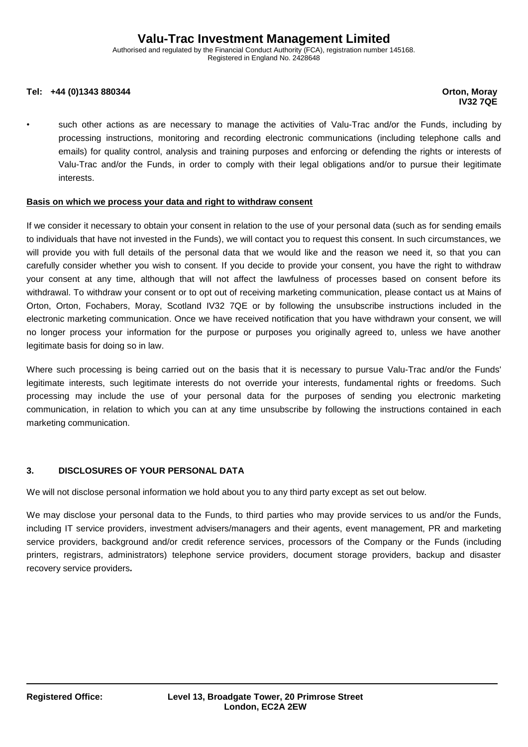- such other actions as are necessary to manage the activities of Valu-Trac and/or the Funds, including by processing instructions, monitoring and recording electronic communications (including telephone calls and emails) for quality control, analysis and training purposes and enforcing or defending the rights or interests of Valu-Trac and/or the Funds, in order to comply with their legal obligations and/or to pursue their legitimate interests.

**Basis on which we process your data and right to withdraw consent**

If we consider it necessary to obtain your consent in relation to the use of your personal data (such as for sending emails to individuals that have not invested in the Funds), we will contact you to request this consent. In such circumstances, we will provide you with full details of the personal data that we would like and the reason we need it, so that you can carefully consider whether you wish to consent. If you decide to provide your consent, you have the right to withdraw your consent at any time, although that will not affect the lawfulness of processes based on consent before its withdrawal. To withdraw your consent or to opt out of receiving marketing communication, please contact us at Mains of Orton, Orton, Fochabers, Moray, Scotland IV32 7QE or by following the unsubscribe instructions included in the electronic marketing communication. Once we have received notification that you have withdrawn your consent, we will no longer process your information for the purpose or purposes you originally agreed to, unless we have another legitimate basis for doing so in law.

Where such processing is being carried out on the basis that it is necessary to pursue Valu-Trac and/or the Funds' legitimate interests, such legitimate interests do not override your interests, fundamental rights or freedoms. Such processing may include the use of your personal data for the purposes of sending you electronic marketing communication, in relation to which you can at any time unsubscribe by following the instructions contained in each marketing communication.

## 3. DISCLOSURES OF YOUR PERSONAL DATA

We will not disclose personal information we hold about you to any third party except as set out below.

We may disclose your personal data to the Funds, to third parties who may provide services to us and/or the Funds, including IT service providers, investment advisers/managers and their agents, event management, PR and marketing service providers, background and/or credit reference services, processors of the Company or the Funds (including printers, registrars, administrators) telephone service providers, document storage providers, backup and disaster recovery service providers*.*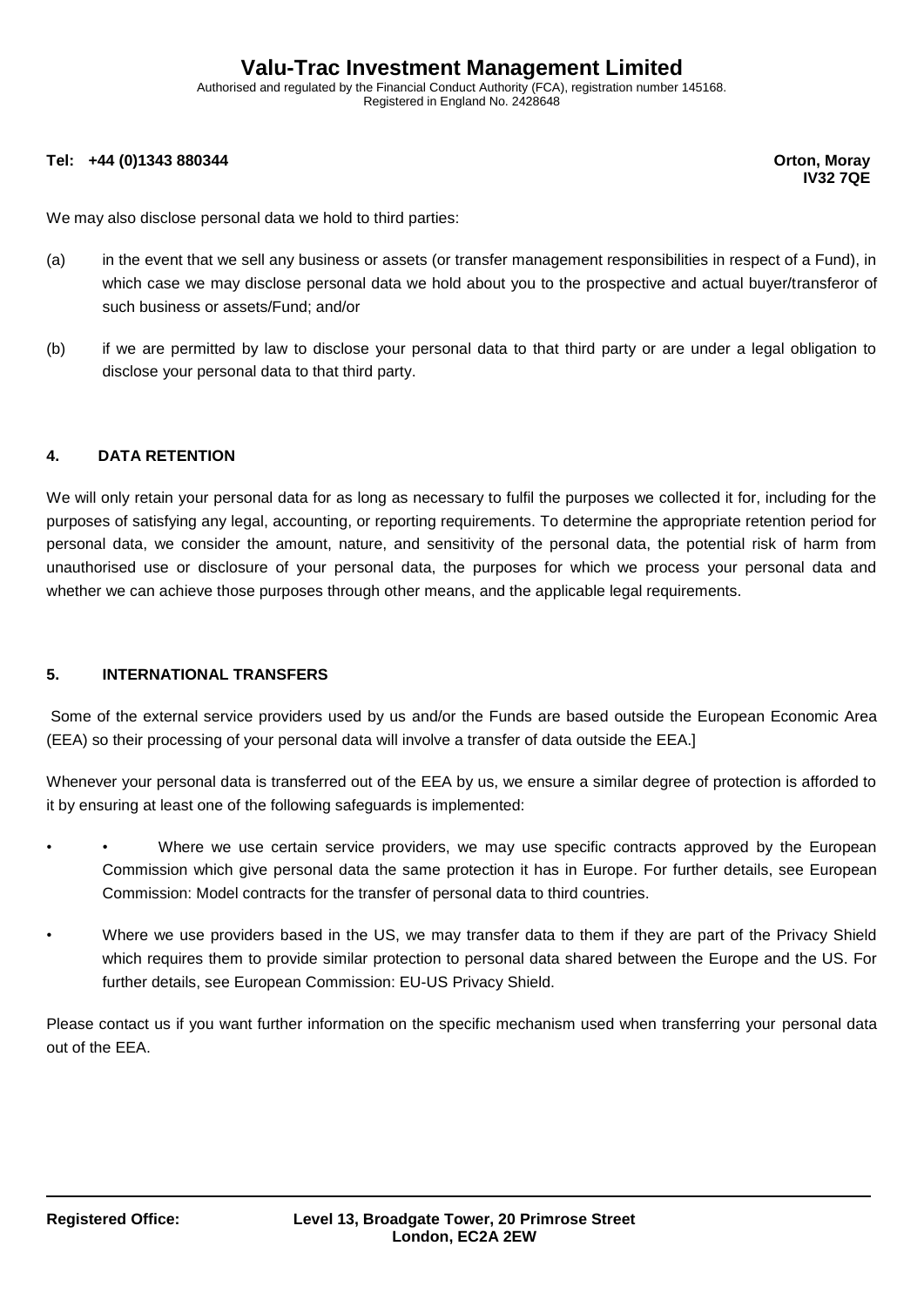We may also disclose personal data we hold to third parties:

(a) in the event that we sell any business or assets (or transfer management responsibilities in respect of a Fund), in which case we may disclose personal data we hold about you to the prospective and actual buyer/transferor of such business or assets/Fund; and/or

(b) if we are permitted by law to disclose your personal data to that third party or are under a legal obligation to disclose your personal data to that third party.

**4. DATA RETENTION**

We will only retain your personal data for as long as necessary to fulfil the purposes we collected it for, including for the purposes of satisfying any legal, accounting, or reporting requirements. To determine the appropriate retention period for personal data, we consider the amount, nature, and sensitivity of the personal data, the potential risk of harm from unauthorised use or disclosure of your personal data, the purposes for which we process your personal data and whether we can achieve those purposes through other means, and the applicable legal requirements.

**5. INTERNATIONAL TRANSFERS**

Some of the external service providers used by us and/or the Funds are based outside the European Economic Area (EEA) so their processing of your personal data will involve a transfer of data outside the EEA.]

Whenever your personal data is transferred out of the EEA by us, we ensure a similar degree of protection is afforded to it by ensuring at least one of the following safeguards is implemented:

- • Where we use certain service providers, we may use specific contracts approved by the European Commission which give personal data the same protection it has in Europe. For further details, see European Commission: Model contracts for the transfer of personal data to third countries.
- Where we use providers based in the US, we may transfer data to them if they are part of the Privacy Shield which requires them to provide similar protection to personal data shared between the Europe and the US. For further details, see European Commission: EU-US Privacy Shield.

Please contact us if you want further information on the specific mechanism used when transferring your personal data out of the EEA.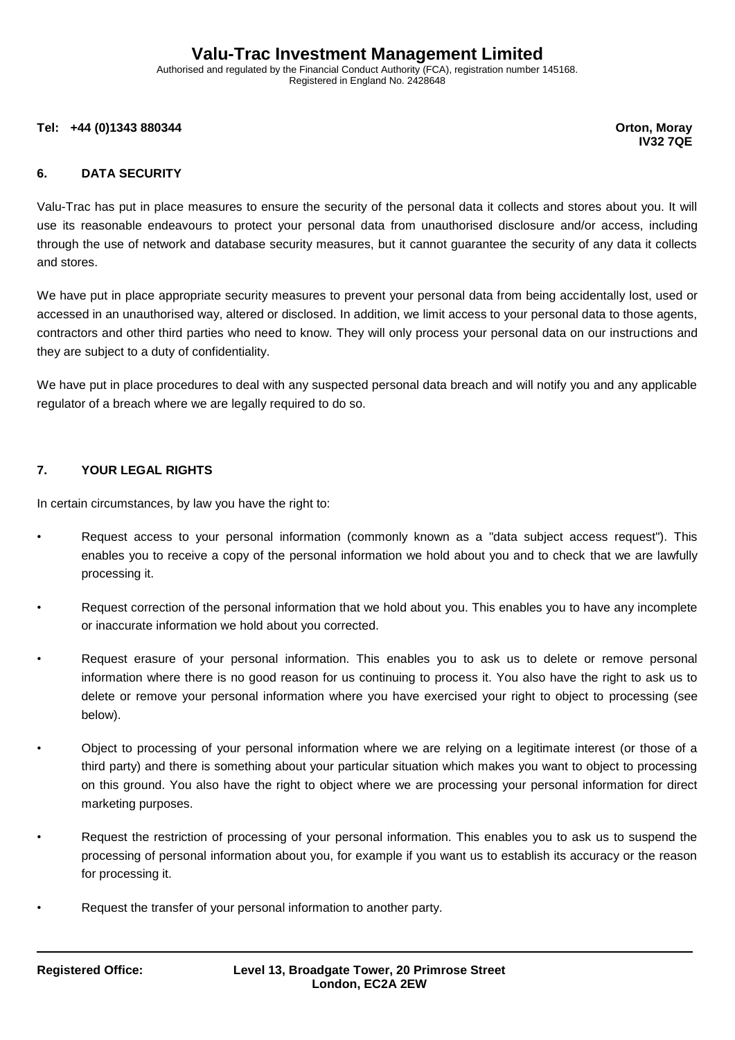## 6. DATA SECURITY

Valu-Trac has put in place measures to ensure the security of the personal data it collects and stores about you. It will use its reasonable endeavours to protect your personal data from unauthorised disclosure and/or access, including through the use of network and database security measures, but it cannot guarantee the security of any data it collects and stores.

We have put in place appropriate security measures to prevent your personal data from being accidentally lost, used or accessed in an unauthorised way, altered or disclosed. In addition, we limit access to your personal data to those agents, contractors and other third parties who need to know. They will only process your personal data on our instructions and they are subject to a duty of confidentiality.

We have put in place procedures to deal with any suspected personal data breach and will notify you and any applicable regulator of a breach where we are legally required to do so.

## 7. YOUR LEGAL RIGHTS

In certain circumstances, by law you have the right to:

- Request access to your personal information (commonly known as a "data subject access request"). This enables you to receive a copy of the personal information we hold about you and to check that we are lawfully processing it.
- Request correction of the personal information that we hold about you. This enables you to have any incomplete or inaccurate information we hold about you corrected.
- Request erasure of your personal information. This enables you to ask us to delete or remove personal information where there is no good reason for us continuing to process it. You also have the right to ask us to delete or remove your personal information where you have exercised your right to object to processing (see below).
- Object to processing of your personal information where we are relying on a legitimate interest (or those of a third party) and there is something about your particular situation which makes you want to object to processing on this ground. You also have the right to object where we are processing your personal information for direct marketing purposes.
- Request the restriction of processing of your personal information. This enables you to ask us to suspend the processing of personal information about you, for example if you want us to establish its accuracy or the reason for processing it.
- Request the transfer of your personal information to another party.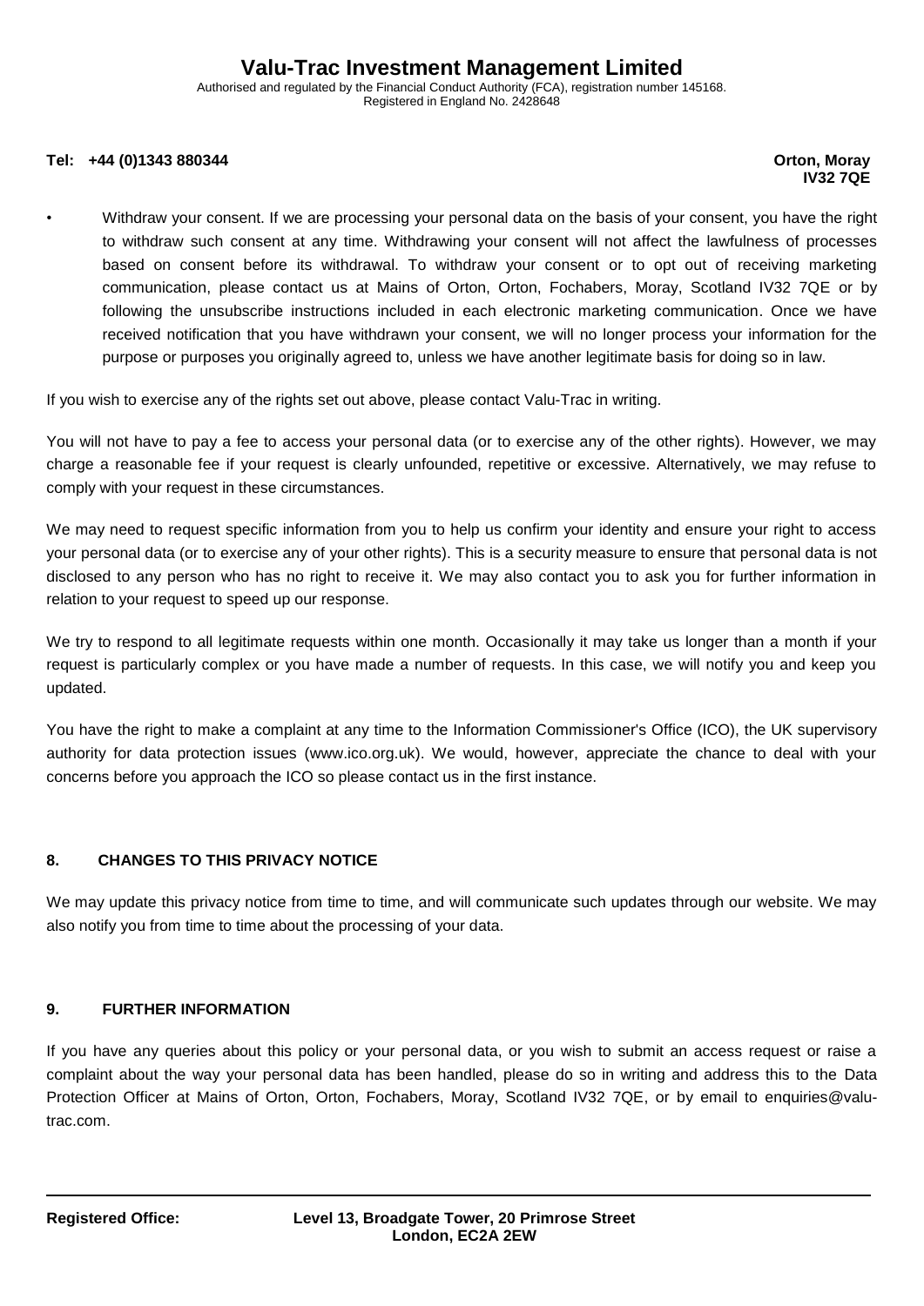- Withdraw your consent. If we are processing your personal data on the basis of your consent, you have the right to withdraw such consent at any time. Withdrawing your consent will not affect the lawfulness of processes based on consent before its withdrawal. To withdraw your consent or to opt out of receiving marketing communication, please contact us at Mains of Orton, Orton, Fochabers, Moray, Scotland IV32 7QE or by following the unsubscribe instructions included in each electronic marketing communication. Once we have received notification that you have withdrawn your consent, we will no longer process your information for the purpose or purposes you originally agreed to, unless we have another legitimate basis for doing so in law.

If you wish to exercise any of the rights set out above, please contact Valu-Trac in writing.

You will not have to pay a fee to access your personal data (or to exercise any of the other rights). However, we may charge a reasonable fee if your request is clearly unfounded, repetitive or excessive. Alternatively, we may refuse to comply with your request in these circumstances.

We may need to request specific information from you to help us confirm your identity and ensure your right to access your personal data (or to exercise any of your other rights). This is a security measure to ensure that personal data is not disclosed to any person who has no right to receive it. We may also contact you to ask you for further information in relation to your request to speed up our response.

We try to respond to all legitimate requests within one month. Occasionally it may take us longer than a month if your request is particularly complex or you have made a number of requests. In this case, we will notify you and keep you updated.

You have the right to make a complaint at any time to the Information Commissioner's Office (ICO), the UK supervisory authority for data protection issues (www.ico.org.uk). We would, however, appreciate the chance to deal with your concerns before you approach the ICO so please contact us in the first instance.

## 8. CHANGES TO THIS PRIVACY NOTICE

We may update this privacy notice from time to time, and will communicate such updates through our website. We may also notify you from time to time about the processing of your data.

## 9. FURTHER INFORMATION

If you have any queries about this policy or your personal data, or you wish to submit an access request or raise a complaint about the way your personal data has been handled, please do so in writing and address this to the Data Protection Officer at Mains of Orton, Orton, Fochabers, Moray, Scotland IV32 7QE, or by email to enquiries@valu-trac.com.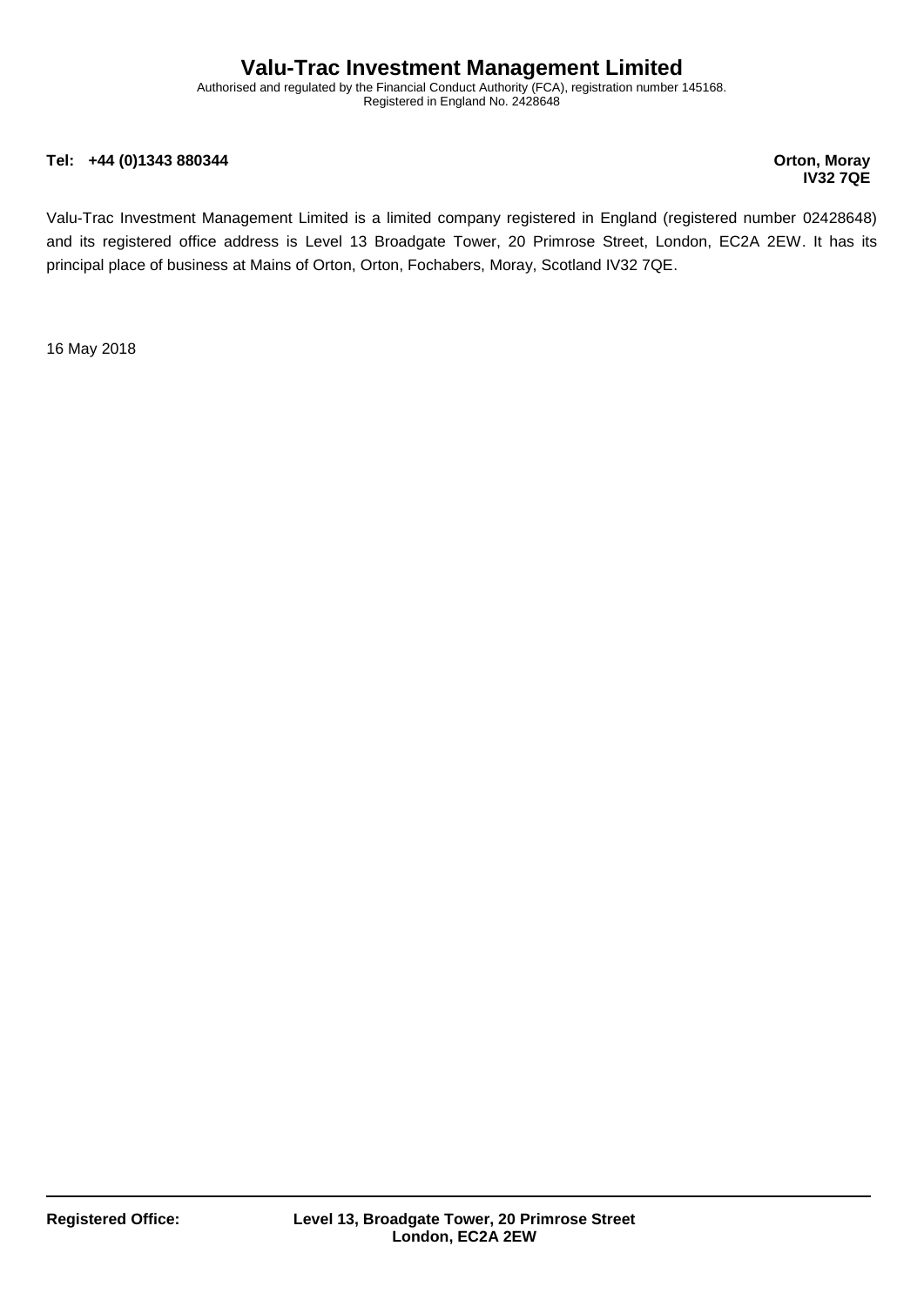# Valu-Trac Investment Management Limited

Authorised and regulated by the Financial Conduct Authority (FCA), registration number 145168.
Registered in England No. 2428648

**Tel: +44 (0)1343 880344**

**Orton, Moray**
**IV32 7QE**

Valu-Trac Investment Management Limited is a limited company registered in England (registered number 02428648) and its registered office address is Level 13 Broadgate Tower, 20 Primrose Street, London, EC2A 2EW. It has its principal place of business at Mains of Orton, Orton, Fochabers, Moray, Scotland IV32 7QE.

16 May 2018

**Registered Office:** **Level 13, Broadgate Tower, 20 Primrose Street London, EC2A 2EW**